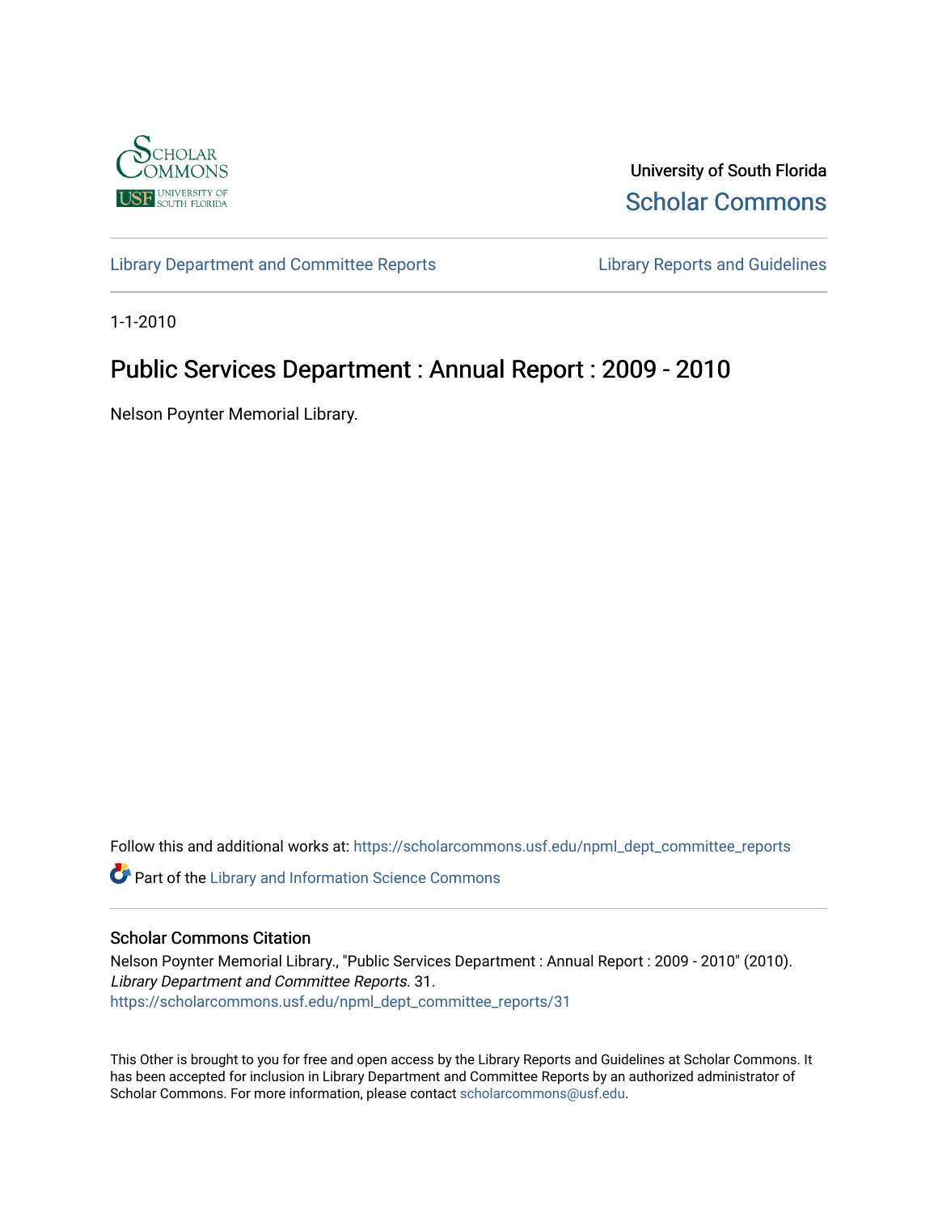University of South Florida

Scholar Commons

Library Department and Committee Reports

Library Reports and Guidelines

1-1-2010

# Public Services Department : Annual Report : 2009 - 2010

Nelson Poynter Memorial Library.

Follow this and additional works at: https://scholarcommons.usf.edu/npml_dept_committee_reports

Part of the Library and Information Science Commons

## Scholar Commons Citation

Nelson Poynter Memorial Library., "Public Services Department : Annual Report : 2009 - 2010" (2010). *Library Department and Committee Reports*. 31.
https://scholarcommons.usf.edu/npml_dept_committee_reports/31

This Other is brought to you for free and open access by the Library Reports and Guidelines at Scholar Commons. It has been accepted for inclusion in Library Department and Committee Reports by an authorized administrator of Scholar Commons. For more information, please contact scholarcommons@usf.edu.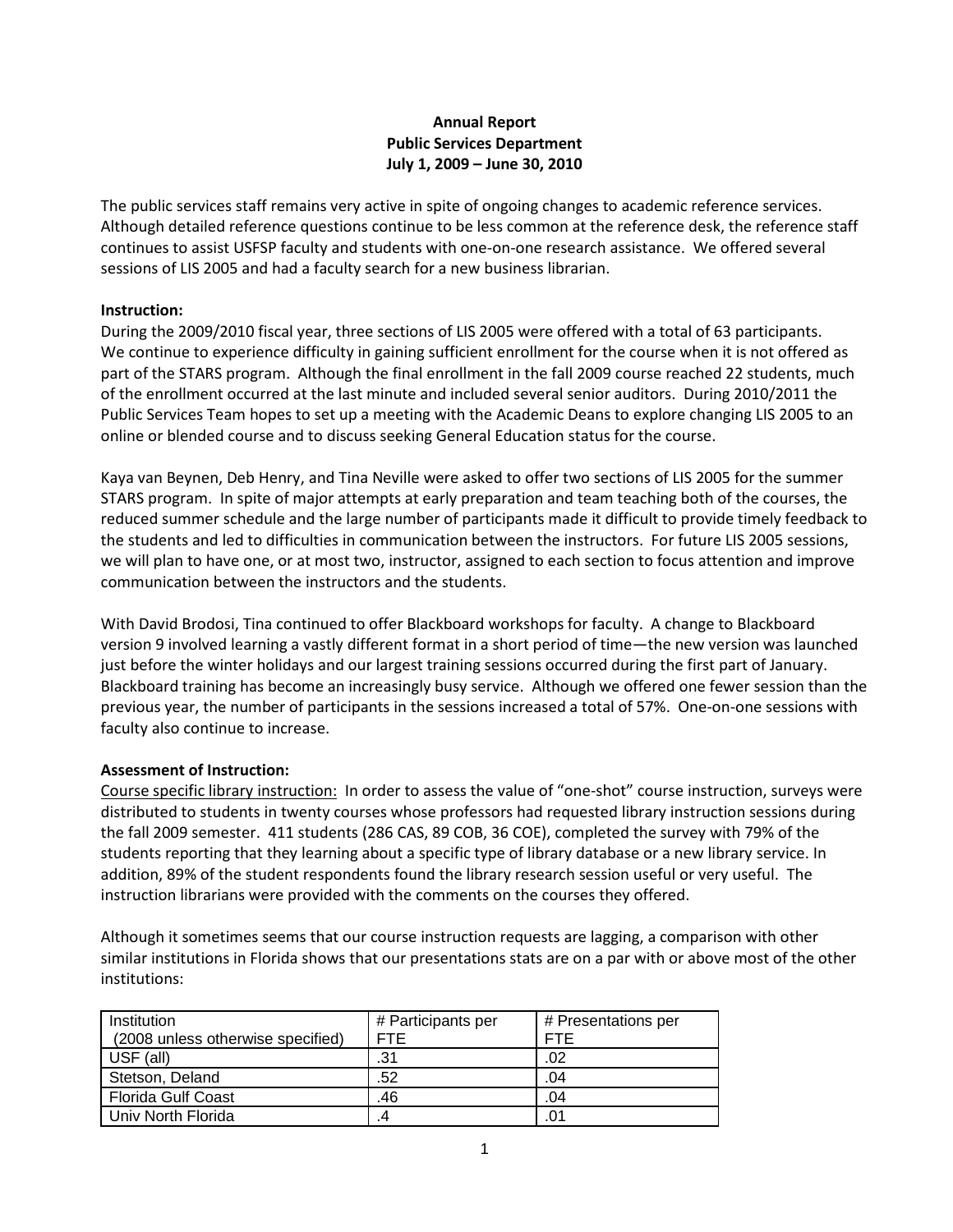**Annual Report**
**Public Services Department**
**July 1, 2009 – June 30, 2010**

The public services staff remains very active in spite of ongoing changes to academic reference services. Although detailed reference questions continue to be less common at the reference desk, the reference staff continues to assist USFSP faculty and students with one-on-one research assistance. We offered several sessions of LIS 2005 and had a faculty search for a new business librarian.

**Instruction:**
During the 2009/2010 fiscal year, three sections of LIS 2005 were offered with a total of 63 participants. We continue to experience difficulty in gaining sufficient enrollment for the course when it is not offered as part of the STARS program. Although the final enrollment in the fall 2009 course reached 22 students, much of the enrollment occurred at the last minute and included several senior auditors. During 2010/2011 the Public Services Team hopes to set up a meeting with the Academic Deans to explore changing LIS 2005 to an online or blended course and to discuss seeking General Education status for the course.

Kaya van Beynen, Deb Henry, and Tina Neville were asked to offer two sections of LIS 2005 for the summer STARS program. In spite of major attempts at early preparation and team teaching both of the courses, the reduced summer schedule and the large number of participants made it difficult to provide timely feedback to the students and led to difficulties in communication between the instructors. For future LIS 2005 sessions, we will plan to have one, or at most two, instructor, assigned to each section to focus attention and improve communication between the instructors and the students.

With David Brodosi, Tina continued to offer Blackboard workshops for faculty. A change to Blackboard version 9 involved learning a vastly different format in a short period of time—the new version was launched just before the winter holidays and our largest training sessions occurred during the first part of January. Blackboard training has become an increasingly busy service. Although we offered one fewer session than the previous year, the number of participants in the sessions increased a total of 57%. One-on-one sessions with faculty also continue to increase.

**Assessment of Instruction:**
Course specific library instruction: In order to assess the value of "one-shot" course instruction, surveys were distributed to students in twenty courses whose professors had requested library instruction sessions during the fall 2009 semester. 411 students (286 CAS, 89 COB, 36 COE), completed the survey with 79% of the students reporting that they learning about a specific type of library database or a new library service. In addition, 89% of the student respondents found the library research session useful or very useful. The instruction librarians were provided with the comments on the courses they offered.

Although it sometimes seems that our course instruction requests are lagging, a comparison with other similar institutions in Florida shows that our presentations stats are on a par with or above most of the other institutions:

| Institution (2008 unless otherwise specified) | # Participants per FTE | # Presentations per FTE |
|---|---|---|
| USF (all) | .31 | .02 |
| Stetson, Deland | .52 | .04 |
| Florida Gulf Coast | .46 | .04 |
| Univ North Florida | .4 | .01 |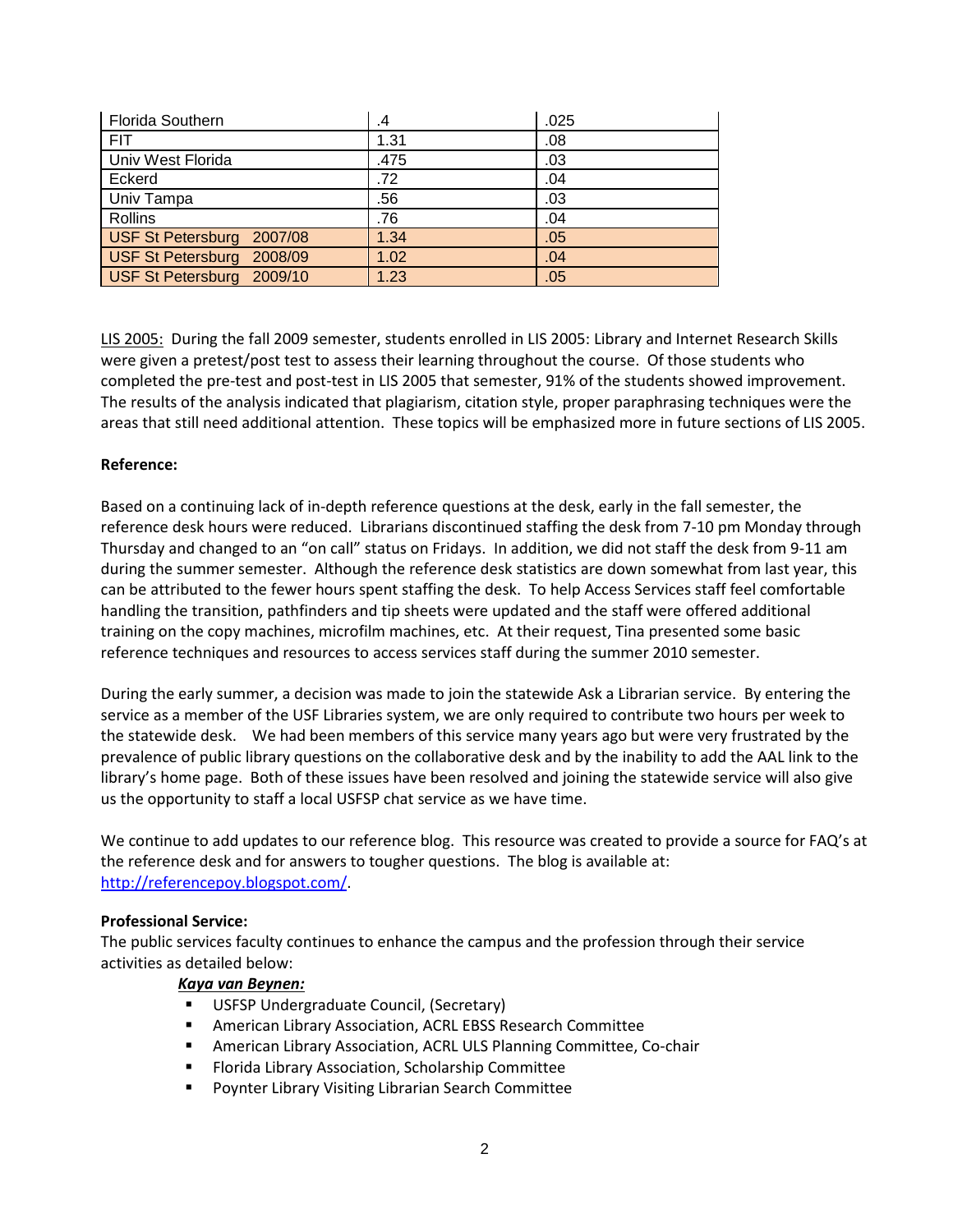| | | |
|---|---|---|
| Florida Southern | .4 | .025 |
| FIT | 1.31 | .08 |
| Univ West Florida | .475 | .03 |
| Eckerd | .72 | .04 |
| Univ Tampa | .56 | .03 |
| Rollins | .76 | .04 |
| USF St Petersburg 2007/08 | 1.34 | .05 |
| USF St Petersburg 2008/09 | 1.02 | .04 |
| USF St Petersburg 2009/10 | 1.23 | .05 |

LIS 2005: During the fall 2009 semester, students enrolled in LIS 2005: Library and Internet Research Skills were given a pretest/post test to assess their learning throughout the course. Of those students who completed the pre-test and post-test in LIS 2005 that semester, 91% of the students showed improvement. The results of the analysis indicated that plagiarism, citation style, proper paraphrasing techniques were the areas that still need additional attention. These topics will be emphasized more in future sections of LIS 2005.

**Reference:**

Based on a continuing lack of in-depth reference questions at the desk, early in the fall semester, the reference desk hours were reduced. Librarians discontinued staffing the desk from 7-10 pm Monday through Thursday and changed to an "on call" status on Fridays. In addition, we did not staff the desk from 9-11 am during the summer semester. Although the reference desk statistics are down somewhat from last year, this can be attributed to the fewer hours spent staffing the desk. To help Access Services staff feel comfortable handling the transition, pathfinders and tip sheets were updated and the staff were offered additional training on the copy machines, microfilm machines, etc. At their request, Tina presented some basic reference techniques and resources to access services staff during the summer 2010 semester.

During the early summer, a decision was made to join the statewide Ask a Librarian service. By entering the service as a member of the USF Libraries system, we are only required to contribute two hours per week to the statewide desk. We had been members of this service many years ago but were very frustrated by the prevalence of public library questions on the collaborative desk and by the inability to add the AAL link to the library's home page. Both of these issues have been resolved and joining the statewide service will also give us the opportunity to staff a local USFSP chat service as we have time.

We continue to add updates to our reference blog. This resource was created to provide a source for FAQ's at the reference desk and for answers to tougher questions. The blog is available at: http://referencepoy.blogspot.com/.

**Professional Service:**

The public services faculty continues to enhance the campus and the profession through their service activities as detailed below:

***Kaya van Beynen:***

- USFSP Undergraduate Council, (Secretary)
- American Library Association, ACRL EBSS Research Committee
- American Library Association, ACRL ULS Planning Committee, Co-chair
- Florida Library Association, Scholarship Committee
- Poynter Library Visiting Librarian Search Committee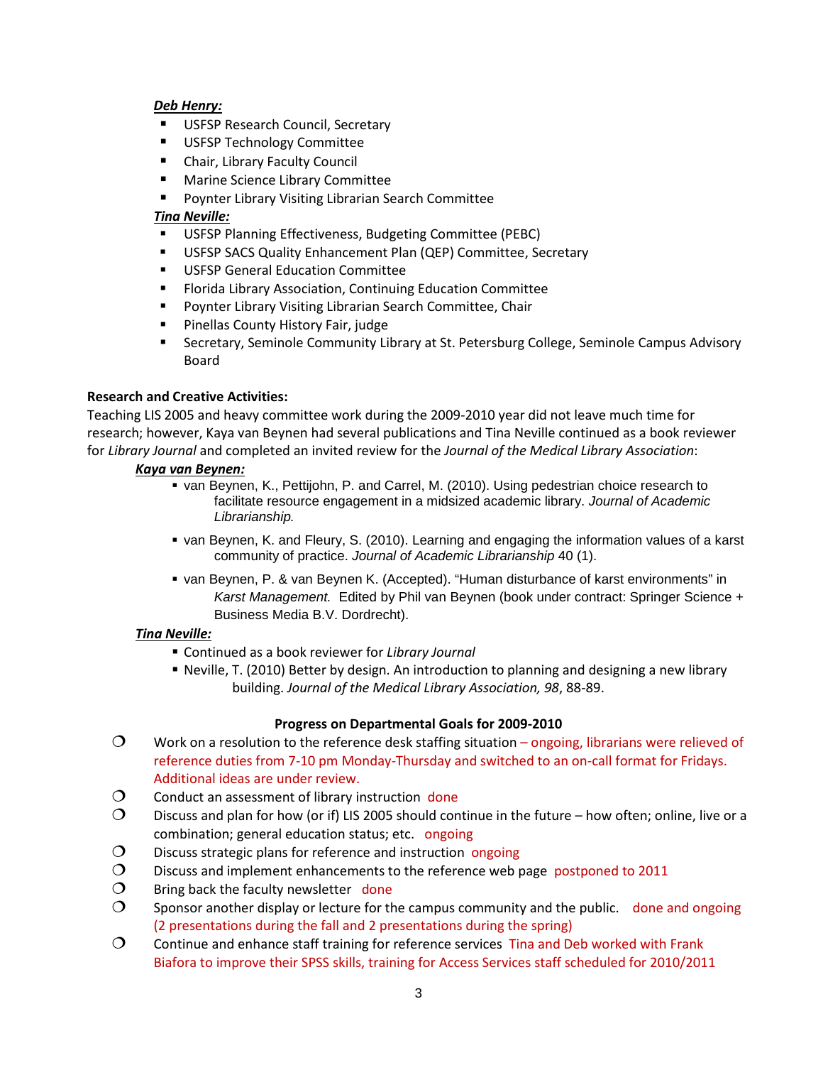***Deb Henry:***

- USFSP Research Council, Secretary
- USFSP Technology Committee
- Chair, Library Faculty Council
- Marine Science Library Committee
- Poynter Library Visiting Librarian Search Committee

***Tina Neville:***

- USFSP Planning Effectiveness, Budgeting Committee (PEBC)
- USFSP SACS Quality Enhancement Plan (QEP) Committee, Secretary
- USFSP General Education Committee
- Florida Library Association, Continuing Education Committee
- Poynter Library Visiting Librarian Search Committee, Chair
- Pinellas County History Fair, judge
- Secretary, Seminole Community Library at St. Petersburg College, Seminole Campus Advisory Board

**Research and Creative Activities:**

Teaching LIS 2005 and heavy committee work during the 2009-2010 year did not leave much time for research; however, Kaya van Beynen had several publications and Tina Neville continued as a book reviewer for *Library Journal* and completed an invited review for the *Journal of the Medical Library Association*:

***Kaya van Beynen:***

- van Beynen, K., Pettijohn, P. and Carrel, M. (2010). Using pedestrian choice research to facilitate resource engagement in a midsized academic library. *Journal of Academic Librarianship.*
- van Beynen, K. and Fleury, S. (2010). Learning and engaging the information values of a karst community of practice. *Journal of Academic Librarianship* 40 (1).
- van Beynen, P. & van Beynen K. (Accepted). "Human disturbance of karst environments" in *Karst Management.* Edited by Phil van Beynen (book under contract: Springer Science + Business Media B.V. Dordrecht).

***Tina Neville:***

- Continued as a book reviewer for *Library Journal*
- Neville, T. (2010) Better by design. An introduction to planning and designing a new library building. *Journal of the Medical Library Association, 98*, 88-89.

**Progress on Departmental Goals for 2009-2010**

- Work on a resolution to the reference desk staffing situation – ongoing, librarians were relieved of reference duties from 7-10 pm Monday-Thursday and switched to an on-call format for Fridays. Additional ideas are under review.
- Conduct an assessment of library instruction done
- Discuss and plan for how (or if) LIS 2005 should continue in the future – how often; online, live or a combination; general education status; etc. ongoing
- Discuss strategic plans for reference and instruction ongoing
- Discuss and implement enhancements to the reference web page postponed to 2011
- Bring back the faculty newsletter done
- Sponsor another display or lecture for the campus community and the public. done and ongoing (2 presentations during the fall and 2 presentations during the spring)
- Continue and enhance staff training for reference services Tina and Deb worked with Frank Biafora to improve their SPSS skills, training for Access Services staff scheduled for 2010/2011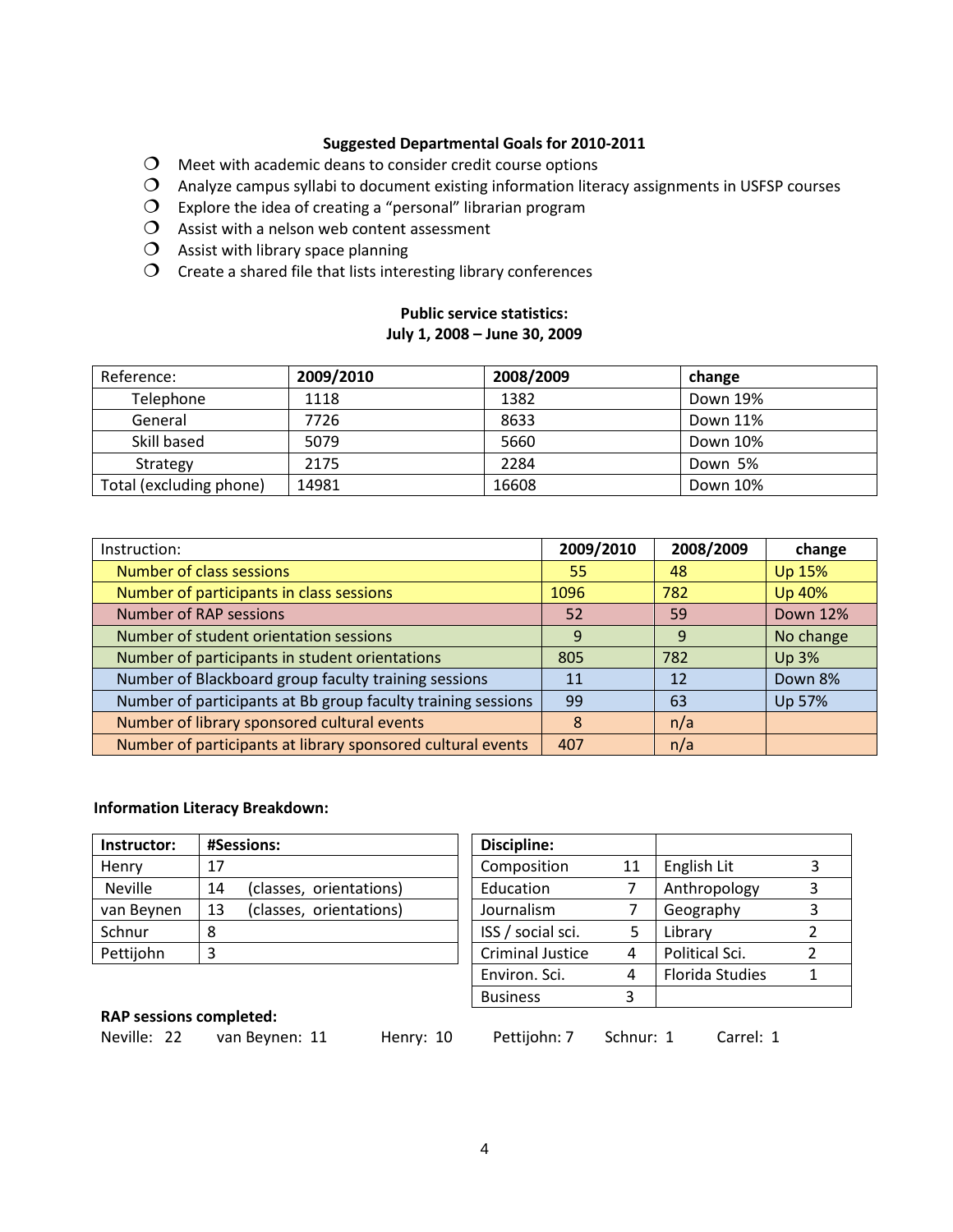**Suggested Departmental Goals for 2010-2011**

- Meet with academic deans to consider credit course options
- Analyze campus syllabi to document existing information literacy assignments in USFSP courses
- Explore the idea of creating a "personal" librarian program
- Assist with a nelson web content assessment
- Assist with library space planning
- Create a shared file that lists interesting library conferences

**Public service statistics:**
**July 1, 2008 – June 30, 2009**

| Reference: | 2009/2010 | 2008/2009 | change |
|---|---|---|---|
| Telephone | 1118 | 1382 | Down 19% |
| General | 7726 | 8633 | Down 11% |
| Skill based | 5079 | 5660 | Down 10% |
| Strategy | 2175 | 2284 | Down 5% |
| Total (excluding phone) | 14981 | 16608 | Down 10% |

| Instruction: | 2009/2010 | 2008/2009 | change |
|---|---|---|---|
| Number of class sessions | 55 | 48 | Up 15% |
| Number of participants in class sessions | 1096 | 782 | Up 40% |
| Number of RAP sessions | 52 | 59 | Down 12% |
| Number of student orientation sessions | 9 | 9 | No change |
| Number of participants in student orientations | 805 | 782 | Up 3% |
| Number of Blackboard group faculty training sessions | 11 | 12 | Down 8% |
| Number of participants at Bb group faculty training sessions | 99 | 63 | Up 57% |
| Number of library sponsored cultural events | 8 | n/a | |
| Number of participants at library sponsored cultural events | 407 | n/a | |

**Information Literacy Breakdown:**

| Instructor: | #Sessions: |
|---|---|
| Henry | 17 |
| Neville | 14 (classes, orientations) |
| van Beynen | 13 (classes, orientations) |
| Schnur | 8 |
| Pettijohn | 3 |

| Discipline: | | | |
|---|---|---|---|
| Composition | 11 | English Lit | 3 |
| Education | 7 | Anthropology | 3 |
| Journalism | 7 | Geography | 3 |
| ISS / social sci. | 5 | Library | 2 |
| Criminal Justice | 4 | Political Sci. | 2 |
| Environ. Sci. | 4 | Florida Studies | 1 |
| Business | 3 | | |

**RAP sessions completed:**

Neville: 22 van Beynen: 11 Henry: 10 Pettijohn: 7 Schnur: 1 Carrel: 1